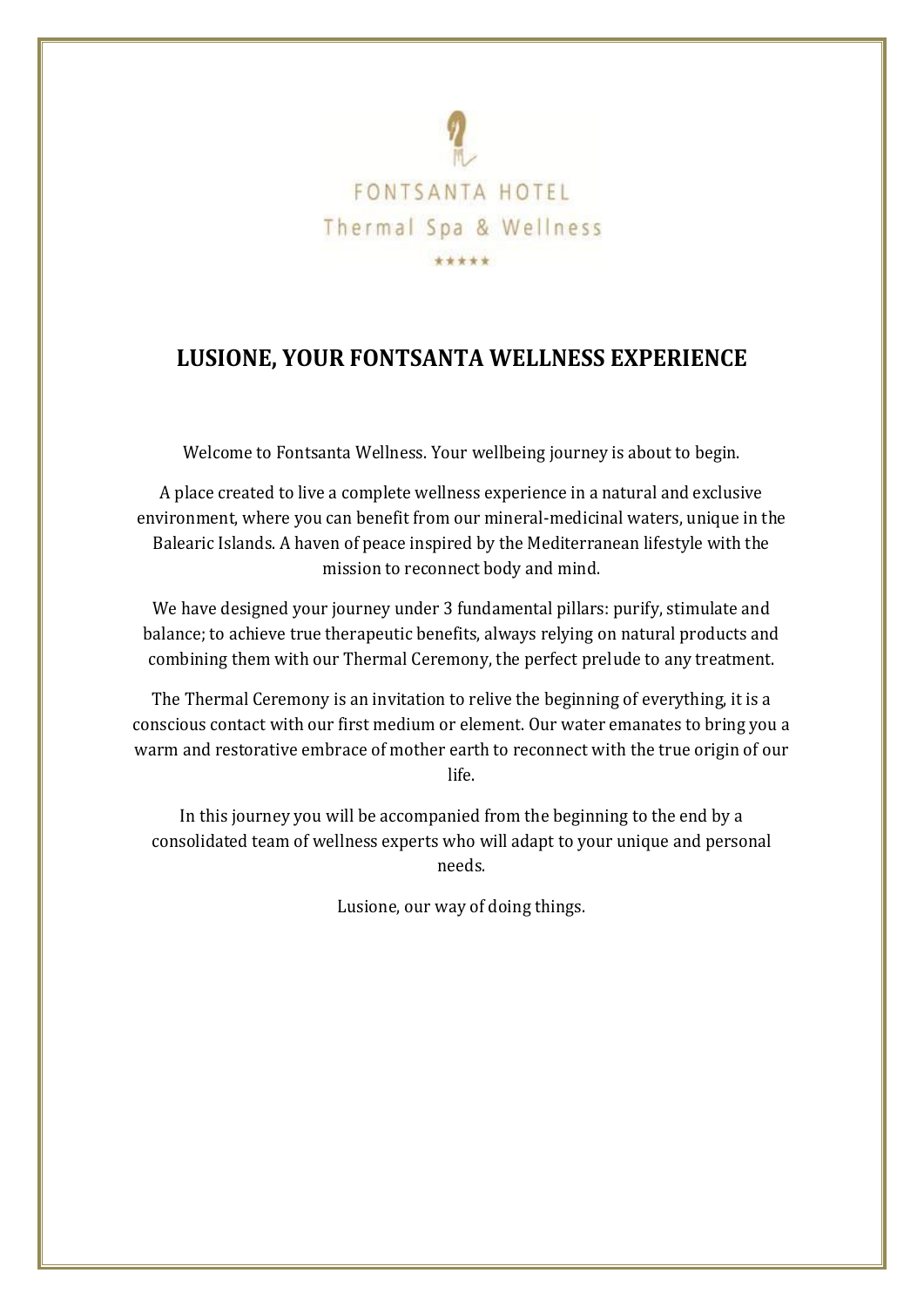FONTSANTA HOTEL

Thermal Spa & Wellness

★★★★★

# LUSIONE, YOUR FONTSANTA WELLNESS EXPERIENCE

Welcome to Fontsanta Wellness. Your wellbeing journey is about to begin.

A place created to live a complete wellness experience in a natural and exclusive environment, where you can benefit from our mineral-medicinal waters, unique in the Balearic Islands. A haven of peace inspired by the Mediterranean lifestyle with the mission to reconnect body and mind.

We have designed your journey under 3 fundamental pillars: purify, stimulate and balance; to achieve true therapeutic benefits, always relying on natural products and combining them with our Thermal Ceremony, the perfect prelude to any treatment.

The Thermal Ceremony is an invitation to relive the beginning of everything, it is a conscious contact with our first medium or element. Our water emanates to bring you a warm and restorative embrace of mother earth to reconnect with the true origin of our life.

In this journey you will be accompanied from the beginning to the end by a consolidated team of wellness experts who will adapt to your unique and personal needs.

Lusione, our way of doing things.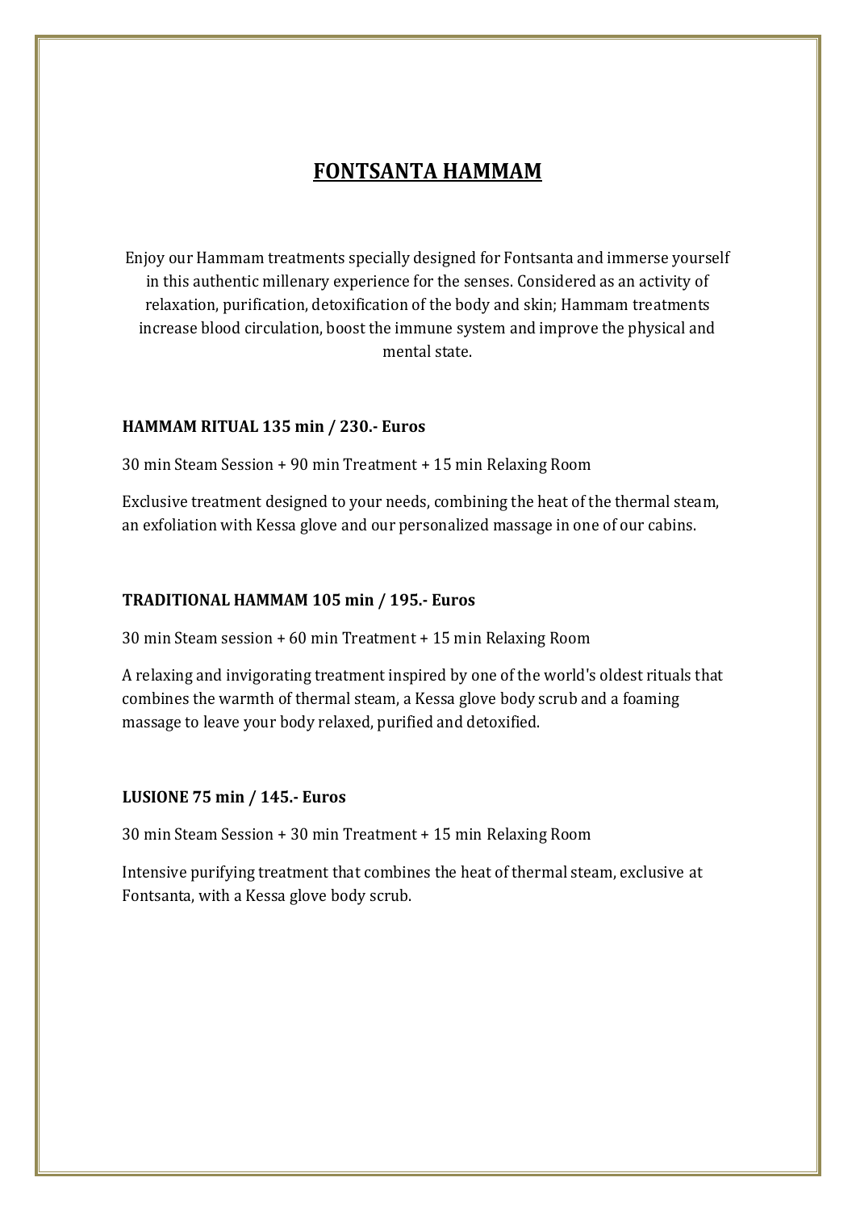# FONTSANTA HAMMAM

Enjoy our Hammam treatments specially designed for Fontsanta and immerse yourself in this authentic millenary experience for the senses. Considered as an activity of relaxation, purification, detoxification of the body and skin; Hammam treatments increase blood circulation, boost the immune system and improve the physical and mental state.

**HAMMAM RITUAL 135 min / 230.- Euros**

30 min Steam Session + 90 min Treatment + 15 min Relaxing Room

Exclusive treatment designed to your needs, combining the heat of the thermal steam, an exfoliation with Kessa glove and our personalized massage in one of our cabins.

**TRADITIONAL HAMMAM 105 min / 195.- Euros**

30 min Steam session + 60 min Treatment + 15 min Relaxing Room

A relaxing and invigorating treatment inspired by one of the world's oldest rituals that combines the warmth of thermal steam, a Kessa glove body scrub and a foaming massage to leave your body relaxed, purified and detoxified.

**LUSIONE 75 min / 145.- Euros**

30 min Steam Session + 30 min Treatment + 15 min Relaxing Room

Intensive purifying treatment that combines the heat of thermal steam, exclusive at Fontsanta, with a Kessa glove body scrub.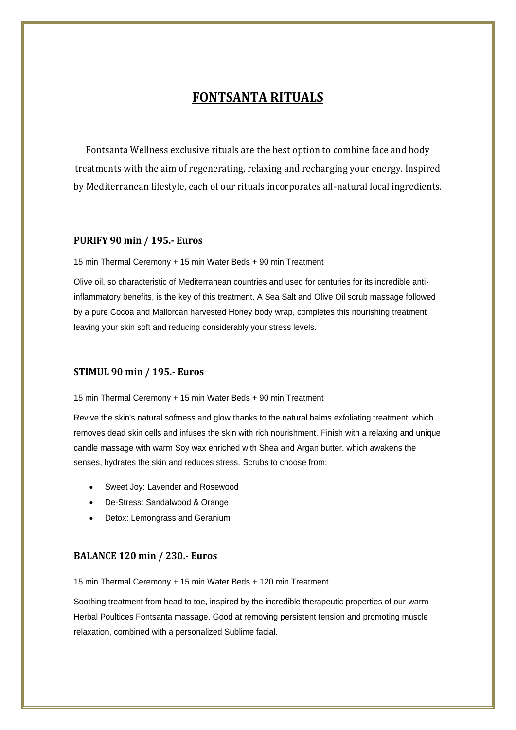# FONTSANTA RITUALS

Fontsanta Wellness exclusive rituals are the best option to combine face and body treatments with the aim of regenerating, relaxing and recharging your energy. Inspired by Mediterranean lifestyle, each of our rituals incorporates all-natural local ingredients.

### PURIFY 90 min / 195.- Euros

15 min Thermal Ceremony + 15 min Water Beds + 90 min Treatment

Olive oil, so characteristic of Mediterranean countries and used for centuries for its incredible anti-inflammatory benefits, is the key of this treatment. A Sea Salt and Olive Oil scrub massage followed by a pure Cocoa and Mallorcan harvested Honey body wrap, completes this nourishing treatment leaving your skin soft and reducing considerably your stress levels.

### STIMUL 90 min / 195.- Euros

15 min Thermal Ceremony + 15 min Water Beds + 90 min Treatment

Revive the skin's natural softness and glow thanks to the natural balms exfoliating treatment, which removes dead skin cells and infuses the skin with rich nourishment. Finish with a relaxing and unique candle massage with warm Soy wax enriched with Shea and Argan butter, which awakens the senses, hydrates the skin and reduces stress. Scrubs to choose from:

- Sweet Joy: Lavender and Rosewood
- De-Stress: Sandalwood & Orange
- Detox: Lemongrass and Geranium

### BALANCE 120 min / 230.- Euros

15 min Thermal Ceremony + 15 min Water Beds + 120 min Treatment

Soothing treatment from head to toe, inspired by the incredible therapeutic properties of our warm Herbal Poultices Fontsanta massage. Good at removing persistent tension and promoting muscle relaxation, combined with a personalized Sublime facial.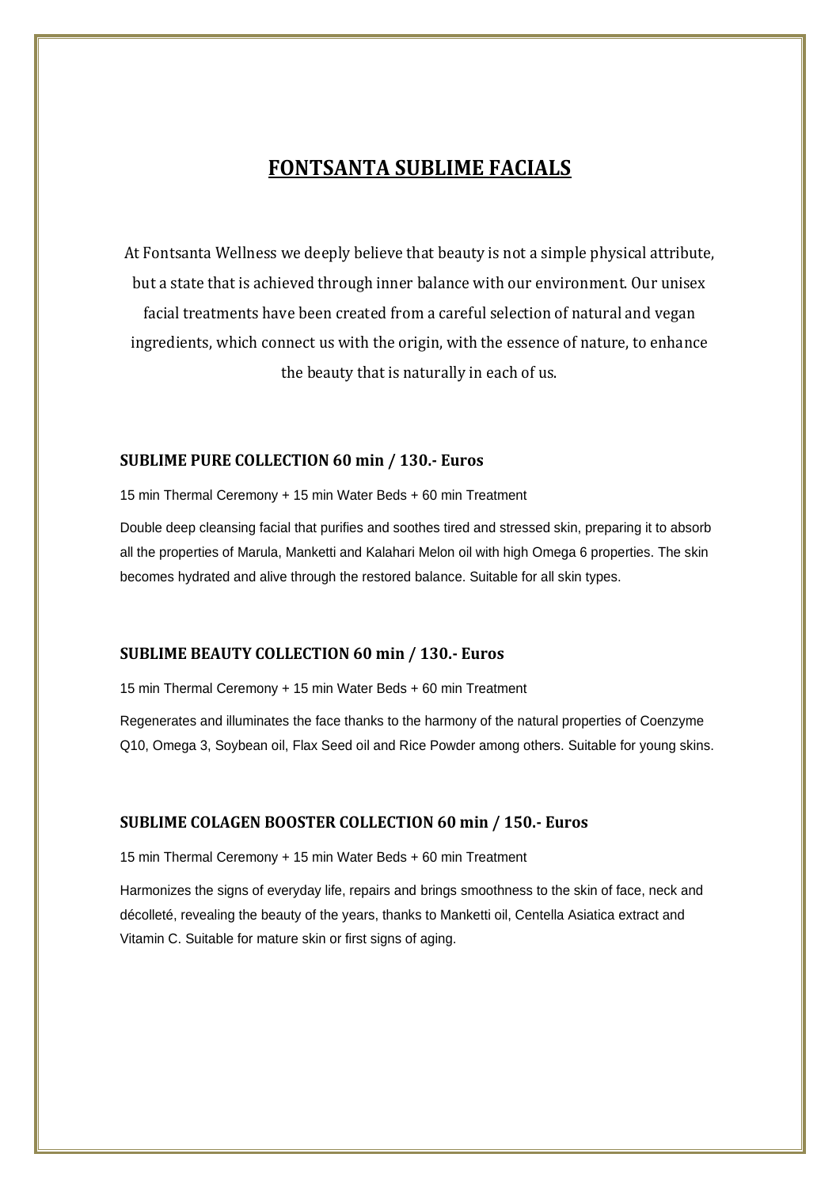# FONTSANTA SUBLIME FACIALS

At Fontsanta Wellness we deeply believe that beauty is not a simple physical attribute, but a state that is achieved through inner balance with our environment. Our unisex facial treatments have been created from a careful selection of natural and vegan ingredients, which connect us with the origin, with the essence of nature, to enhance the beauty that is naturally in each of us.

### SUBLIME PURE COLLECTION 60 min / 130.- Euros

15 min Thermal Ceremony + 15 min Water Beds + 60 min Treatment

Double deep cleansing facial that purifies and soothes tired and stressed skin, preparing it to absorb all the properties of Marula, Manketti and Kalahari Melon oil with high Omega 6 properties. The skin becomes hydrated and alive through the restored balance. Suitable for all skin types.

### SUBLIME BEAUTY COLLECTION 60 min / 130.- Euros

15 min Thermal Ceremony + 15 min Water Beds + 60 min Treatment

Regenerates and illuminates the face thanks to the harmony of the natural properties of Coenzyme Q10, Omega 3, Soybean oil, Flax Seed oil and Rice Powder among others. Suitable for young skins.

### SUBLIME COLAGEN BOOSTER COLLECTION 60 min / 150.- Euros

15 min Thermal Ceremony + 15 min Water Beds + 60 min Treatment

Harmonizes the signs of everyday life, repairs and brings smoothness to the skin of face, neck and décolleté, revealing the beauty of the years, thanks to Manketti oil, Centella Asiatica extract and Vitamin C. Suitable for mature skin or first signs of aging.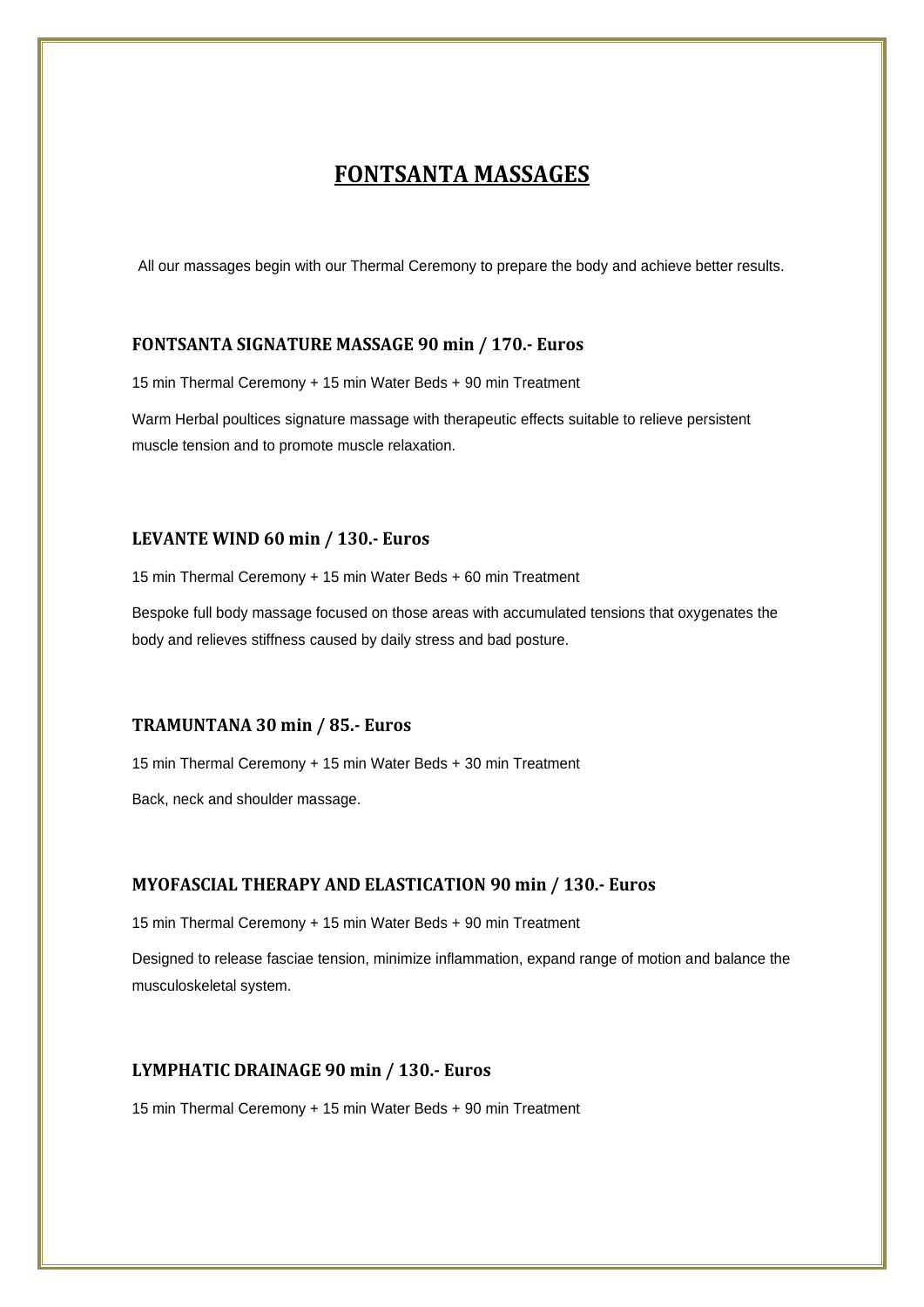# FONTSANTA MASSAGES

All our massages begin with our Thermal Ceremony to prepare the body and achieve better results.

### FONTSANTA SIGNATURE MASSAGE 90 min / 170.- Euros

15 min Thermal Ceremony + 15 min Water Beds + 90 min Treatment

Warm Herbal poultices signature massage with therapeutic effects suitable to relieve persistent muscle tension and to promote muscle relaxation.

### LEVANTE WIND 60 min / 130.- Euros

15 min Thermal Ceremony + 15 min Water Beds + 60 min Treatment

Bespoke full body massage focused on those areas with accumulated tensions that oxygenates the body and relieves stiffness caused by daily stress and bad posture.

### TRAMUNTANA 30 min / 85.- Euros

15 min Thermal Ceremony + 15 min Water Beds + 30 min Treatment

Back, neck and shoulder massage.

### MYOFASCIAL THERAPY AND ELASTICATION 90 min / 130.- Euros

15 min Thermal Ceremony + 15 min Water Beds + 90 min Treatment

Designed to release fasciae tension, minimize inflammation, expand range of motion and balance the musculoskeletal system.

### LYMPHATIC DRAINAGE 90 min / 130.- Euros

15 min Thermal Ceremony + 15 min Water Beds + 90 min Treatment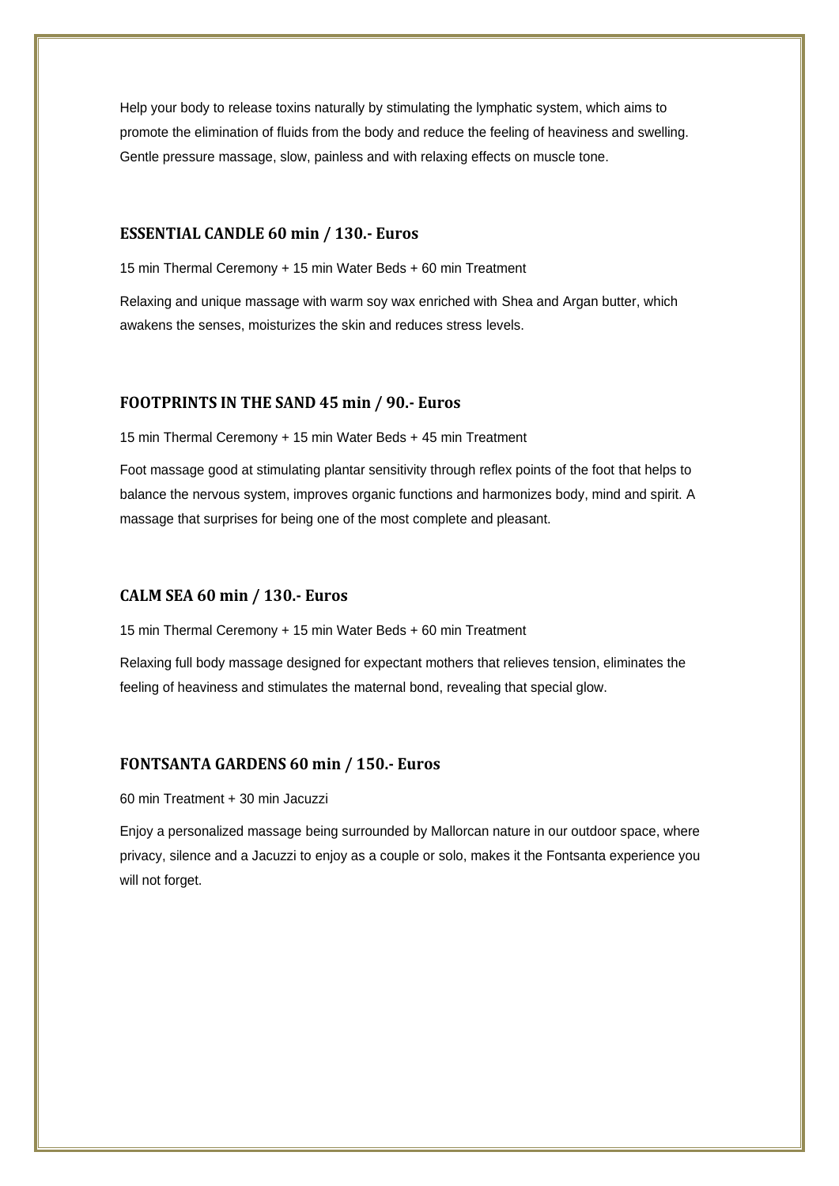Help your body to release toxins naturally by stimulating the lymphatic system, which aims to promote the elimination of fluids from the body and reduce the feeling of heaviness and swelling. Gentle pressure massage, slow, painless and with relaxing effects on muscle tone.

### ESSENTIAL CANDLE 60 min / 130.- Euros

15 min Thermal Ceremony + 15 min Water Beds + 60 min Treatment

Relaxing and unique massage with warm soy wax enriched with Shea and Argan butter, which awakens the senses, moisturizes the skin and reduces stress levels.

### FOOTPRINTS IN THE SAND 45 min / 90.- Euros

15 min Thermal Ceremony + 15 min Water Beds + 45 min Treatment

Foot massage good at stimulating plantar sensitivity through reflex points of the foot that helps to balance the nervous system, improves organic functions and harmonizes body, mind and spirit. A massage that surprises for being one of the most complete and pleasant.

### CALM SEA 60 min / 130.- Euros

15 min Thermal Ceremony + 15 min Water Beds + 60 min Treatment

Relaxing full body massage designed for expectant mothers that relieves tension, eliminates the feeling of heaviness and stimulates the maternal bond, revealing that special glow.

### FONTSANTA GARDENS 60 min / 150.- Euros

60 min Treatment + 30 min Jacuzzi

Enjoy a personalized massage being surrounded by Mallorcan nature in our outdoor space, where privacy, silence and a Jacuzzi to enjoy as a couple or solo, makes it the Fontsanta experience you will not forget.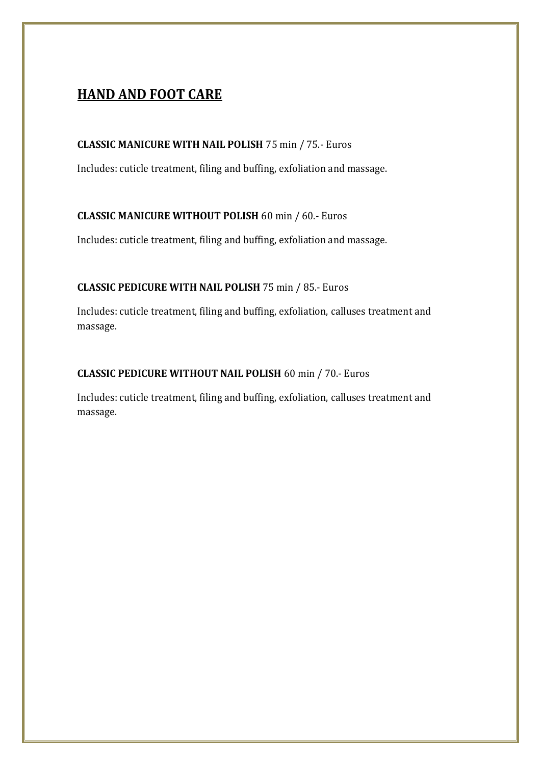## HAND AND FOOT CARE

**CLASSIC MANICURE WITH NAIL POLISH** 75 min / 75.- Euros

Includes: cuticle treatment, filing and buffing, exfoliation and massage.

**CLASSIC MANICURE WITHOUT POLISH** 60 min / 60.- Euros

Includes: cuticle treatment, filing and buffing, exfoliation and massage.

**CLASSIC PEDICURE WITH NAIL POLISH** 75 min / 85.- Euros

Includes: cuticle treatment, filing and buffing, exfoliation, calluses treatment and massage.

**CLASSIC PEDICURE WITHOUT NAIL POLISH** 60 min / 70.- Euros

Includes: cuticle treatment, filing and buffing, exfoliation, calluses treatment and massage.